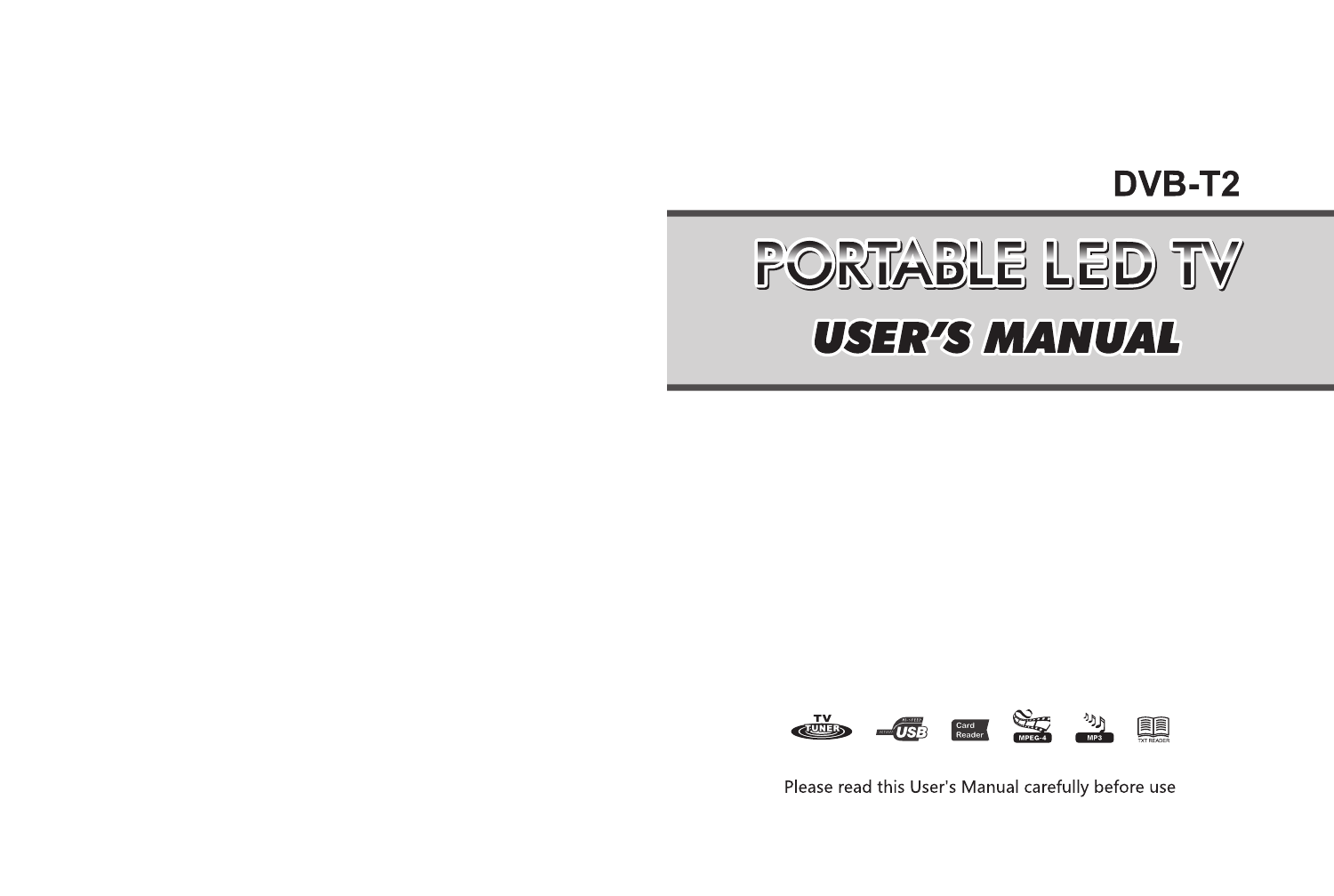DVB-T2

# PORTABLE LED TV

## USER'S MANUAL

TV TUNER | USB | Card Reader | MPEG-4 | MP3 | TXT READER

Please read this User's Manual carefully before use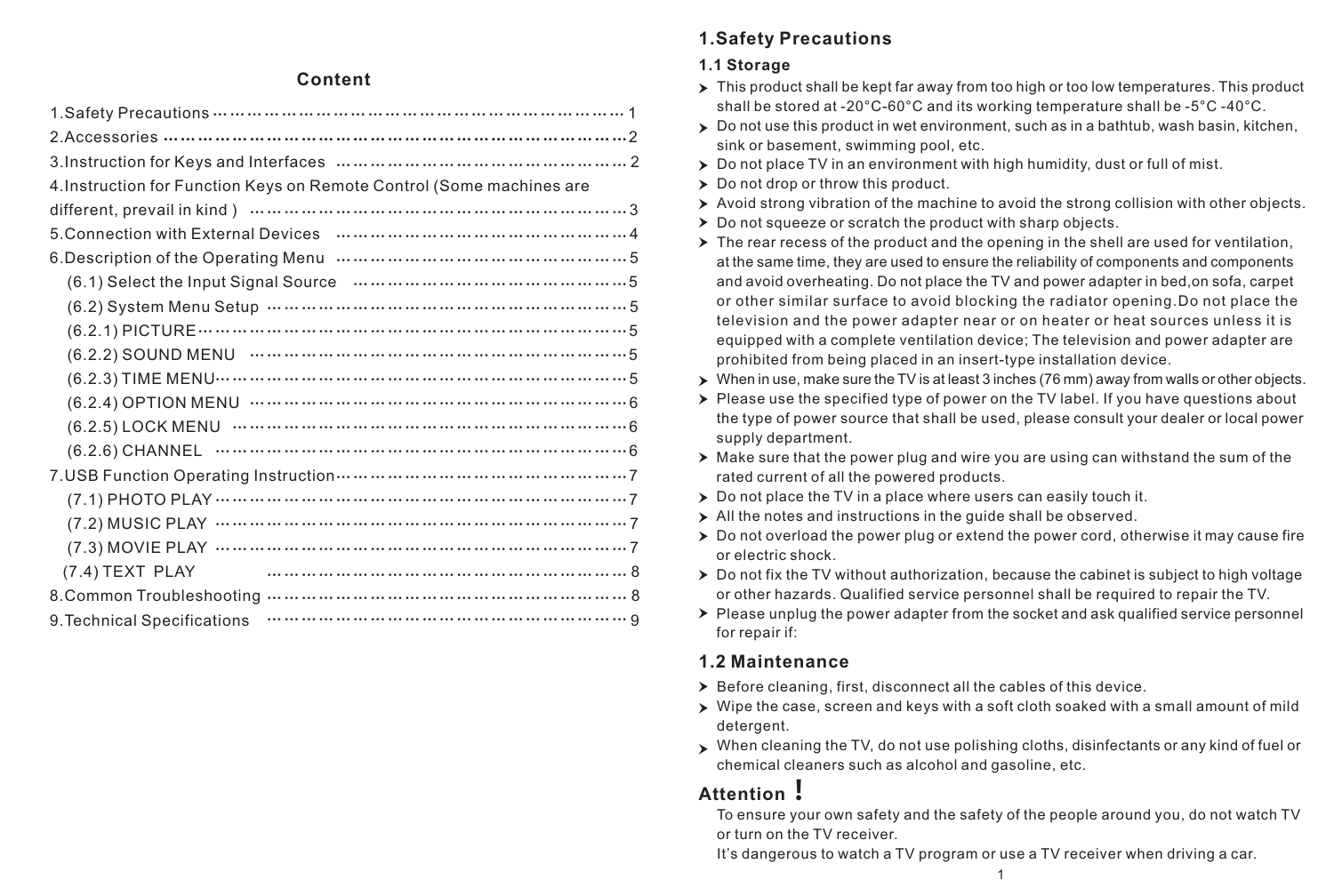## Content

1.Safety Precautions ………………………………………………………………… 1
2.Accessories ……………………………………………………………………………2
3.Instruction for Keys and Interfaces …………………………………………… 2
4.Instruction for Function Keys on Remote Control (Some machines are different, prevail in kind ) ……………………………………………………………3
5.Connection with External Devices ………………………………………………4
6.Description of the Operating Menu ………………………………………………5
 (6.1) Select the Input Signal Source …………………………………………5
 (6.2) System Menu Setup ………………………………………………………… 5
 (6.2.1) PICTURE……………………………………………………………………5
 (6.2.2) SOUND MENU ……………………………………………………………5
 (6.2.3) TIME MENU…………………………………………………………………5
 (6.2.4) OPTION MENU ……………………………………………………………6
 (6.2.5) LOCK MENU ………………………………………………………………6
 (6.2.6) CHANNEL ……………………………………………………………………6
7.USB Function Operating Instruction………………………………………………7
 (7.1) PHOTO PLAY…………………………………………………………………7
 (7.2) MUSIC PLAY ………………………………………………………………… 7
 (7.3) MOVIE PLAY ………………………………………………………………… 7
 (7.4) TEXT PLAY …………………………………………………………… 8
8.Common Troubleshooting ………………………………………………………… 8
9.Technical Specifications ………………………………………………………… 9

# 1.Safety Precautions

### 1.1 Storage

- This product shall be kept far away from too high or too low temperatures. This product shall be stored at -20°C-60°C and its working temperature shall be -5°C -40°C.
- Do not use this product in wet environment, such as in a bathtub, wash basin, kitchen, sink or basement, swimming pool, etc.
- Do not place TV in an environment with high humidity, dust or full of mist.
- Do not drop or throw this product.
- Avoid strong vibration of the machine to avoid the strong collision with other objects.
- Do not squeeze or scratch the product with sharp objects.
- The rear recess of the product and the opening in the shell are used for ventilation, at the same time, they are used to ensure the reliability of components and components and avoid overheating. Do not place the TV and power adapter in bed,on sofa, carpet or other similar surface to avoid blocking the radiator opening.Do not place the television and the power adapter near or on heater or heat sources unless it is equipped with a complete ventilation device; The television and power adapter are prohibited from being placed in an insert-type installation device.
- When in use, make sure the TV is at least 3 inches (76 mm) away from walls or other objects.
- Please use the specified type of power on the TV label. If you have questions about the type of power source that shall be used, please consult your dealer or local power supply department.
- Make sure that the power plug and wire you are using can withstand the sum of the rated current of all the powered products.
- Do not place the TV in a place where users can easily touch it.
- All the notes and instructions in the guide shall be observed.
- Do not overload the power plug or extend the power cord, otherwise it may cause fire or electric shock.
- Do not fix the TV without authorization, because the cabinet is subject to high voltage or other hazards. Qualified service personnel shall be required to repair the TV.
- Please unplug the power adapter from the socket and ask qualified service personnel for repair if:

## 1.2 Maintenance

- Before cleaning, first, disconnect all the cables of this device.
- Wipe the case, screen and keys with a soft cloth soaked with a small amount of mild detergent.
- When cleaning the TV, do not use polishing cloths, disinfectants or any kind of fuel or chemical cleaners such as alcohol and gasoline, etc.

**Attention !**

To ensure your own safety and the safety of the people around you, do not watch TV or turn on the TV receiver.

It's dangerous to watch a TV program or use a TV receiver when driving a car.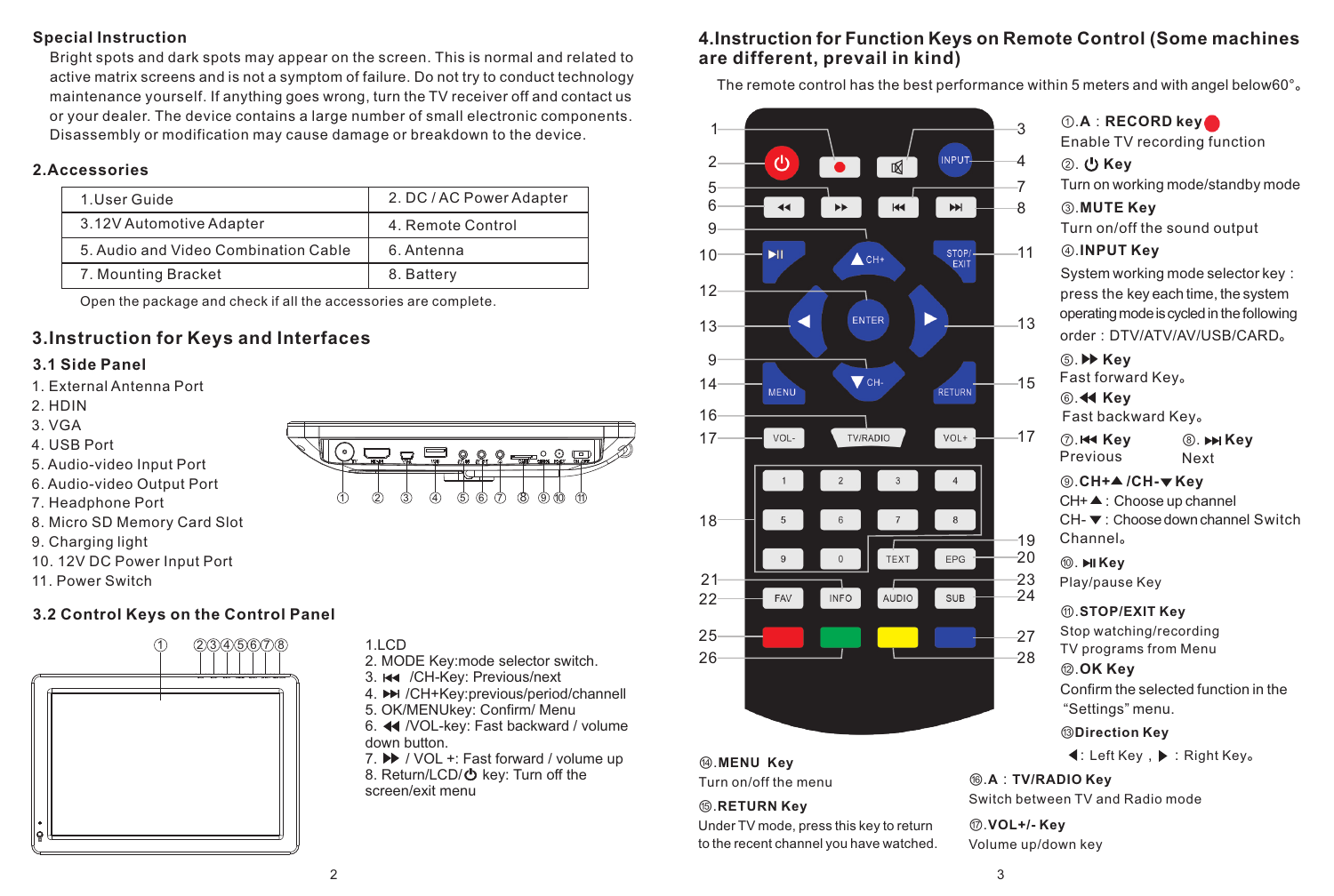**Special Instruction**

Bright spots and dark spots may appear on the screen. This is normal and related to active matrix screens and is not a symptom of failure. Do not try to conduct technology maintenance yourself. If anything goes wrong, turn the TV receiver off and contact us or your dealer. The device contains a large number of small electronic components. Disassembly or modification may cause damage or breakdown to the device.

## 2.Accessories

| 1.User Guide | 2. DC / AC Power Adapter |
|---|---|
| 3.12V Automotive Adapter | 4. Remote Control |
| 5. Audio and Video Combination Cable | 6. Antenna |
| 7. Mounting Bracket | 8. Battery |

Open the package and check if all the accessories are complete.

## 3.Instruction for Keys and Interfaces

### 3.1 Side Panel

1. External Antenna Port
2. HDIN
3. VGA
4. USB Port
5. Audio-video Input Port
6. Audio-video Output Port
7. Headphone Port
8. Micro SD Memory Card Slot
9. Charging light
10. 12V DC Power Input Port
11. Power Switch

### 3.2 Control Keys on the Control Panel

1.LCD
2. MODE Key:mode selector switch.
3. ⏮ /CH-Key: Previous/next
4. ⏭ /CH+Key:previous/period/channell
5. OK/MENUkey: Confirm/ Menu
6. ◀◀ /VOL-key: Fast backward / volume down button.
7. ▶▶ / VOL +: Fast forward / volume up
8. Return/LCD/⏻ key: Turn off the screen/exit menu

## 4.Instruction for Function Keys on Remote Control (Some machines are different, prevail in kind)

The remote control has the best performance within 5 meters and with angel below60°。

①.A：**RECORD key**
Enable TV recording function

②. **⏻ Key**
Turn on working mode/standby mode

③.**MUTE Key**
Turn on/off the sound output

④.**INPUT Key**
System working mode selector key：press the key each time, the system operating mode is cycled in the following order：DTV/ATV/AV/USB/CARD。

⑤. **▶▶ Key**
Fast forward Key。

⑥.**◀◀ Key**
Fast backward Key。

⑦.**⏮ Key**
Previous

⑧. **⏭ Key**
Next

⑨.**CH+▲ /CH-▼ Key**
CH+▲：Choose up channel
CH-▼：Choose down channel Switch Channel。

⑩. **⏯ Key**
Play/pause Key

⑪.**STOP/EXIT Key**
Stop watching/recording TV programs from Menu

⑫.**OK Key**
Confirm the selected function in the "Settings" menu.

⑬**Direction Key**
◀：Left Key，▶：Right Key。

⑭.**MENU Key**
Turn on/off the menu

⑮.**RETURN Key**
Under TV mode, press this key to return to the recent channel you have watched.

⑯.A：**TV/RADIO Key**
Switch between TV and Radio mode

⑰.**VOL+/- Key**
Volume up/down key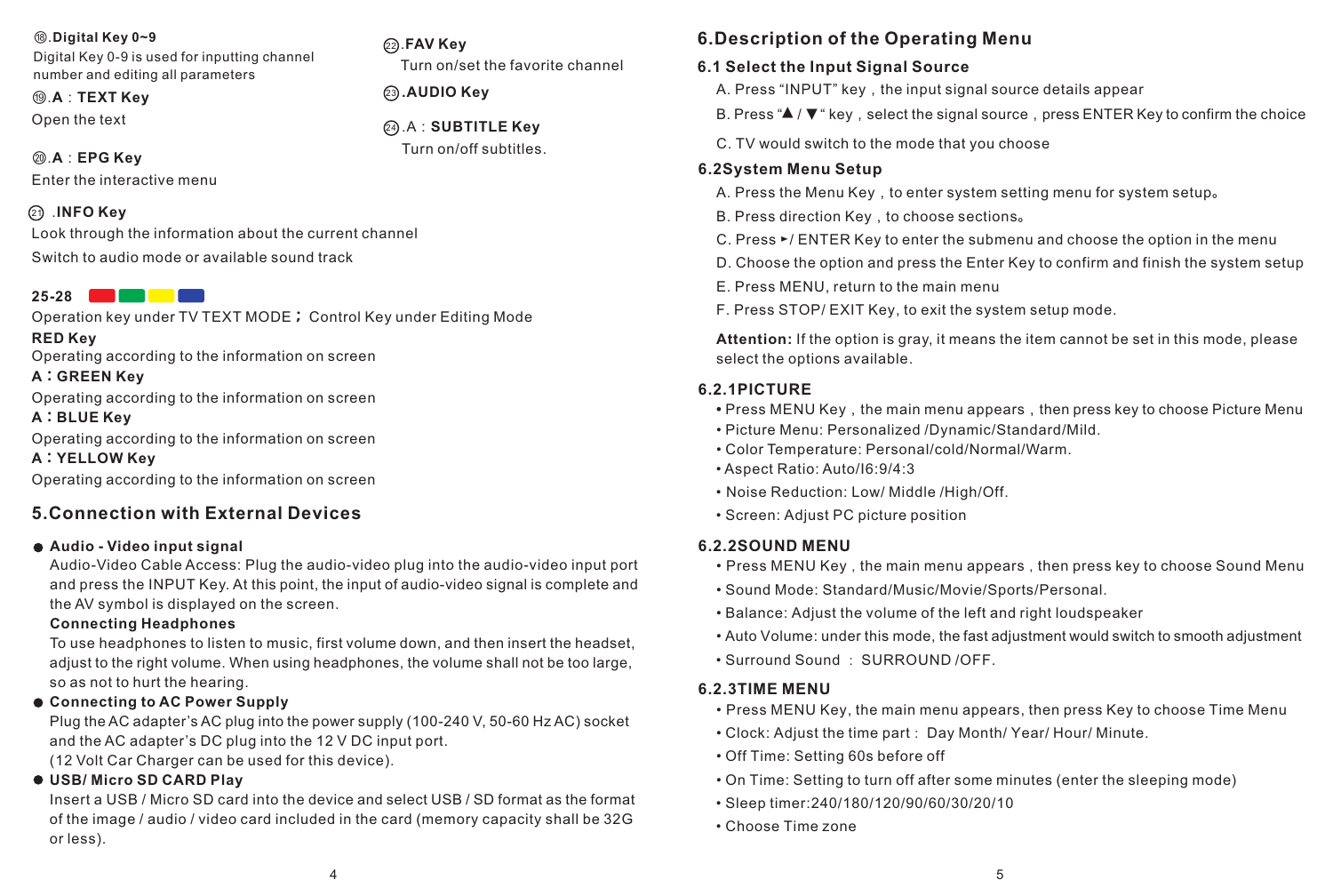⑱.**Digital Key 0~9**
Digital Key 0-9 is used for inputting channel number and editing all parameters

⑲.**A：TEXT Key**
Open the text

⑳.**A：EPG Key**
Enter the interactive menu

㉑ .**INFO Key**
Look through the information about the current channel
Switch to audio mode or available sound track

㉒.**FAV Key**
Turn on/set the favorite channel

㉓.**AUDIO Key**

㉔.A：**SUBTITLE Key**
Turn on/off subtitles.

**25-28**
Operation key under TV TEXT MODE；Control Key under Editing Mode

**RED Key**
Operating according to the information on screen

**A：GREEN Key**
Operating according to the information on screen

**A：BLUE Key**
Operating according to the information on screen

**A：YELLOW Key**
Operating according to the information on screen

## 5.Connection with External Devices

- **Audio - Video input signal**
  Audio-Video Cable Access: Plug the audio-video plug into the audio-video input port and press the INPUT Key. At this point, the input of audio-video signal is complete and the AV symbol is displayed on the screen.
  **Connecting Headphones**
  To use headphones to listen to music, first volume down, and then insert the headset, adjust to the right volume. When using headphones, the volume shall not be too large, so as not to hurt the hearing.
- **Connecting to AC Power Supply**
  Plug the AC adapter's AC plug into the power supply (100-240 V, 50-60 Hz AC) socket and the AC adapter's DC plug into the 12 V DC input port.
  (12 Volt Car Charger can be used for this device).
- **USB/ Micro SD CARD Play**
  Insert a USB / Micro SD card into the device and select USB / SD format as the format of the image / audio / video card included in the card (memory capacity shall be 32G or less).

## 6.Description of the Operating Menu

### 6.1 Select the Input Signal Source

A. Press “INPUT” key，the input signal source details appear

B. Press “▲ / ▼“ key，select the signal source，press ENTER Key to confirm the choice

C. TV would switch to the mode that you choose

### 6.2System Menu Setup

A. Press the Menu Key，to enter system setting menu for system setup。

B. Press direction Key，to choose sections。

C. Press ►/ ENTER Key to enter the submenu and choose the option in the menu

D. Choose the option and press the Enter Key to confirm and finish the system setup

E. Press MENU, return to the main menu

F. Press STOP/ EXIT Key, to exit the system setup mode.

**Attention:** If the option is gray, it means the item cannot be set in this mode, please select the options available.

### 6.2.1PICTURE

- Press MENU Key，the main menu appears，then press key to choose Picture Menu
- Picture Menu: Personalized /Dynamic/Standard/Mild.
- Color Temperature: Personal/cold/Normal/Warm.
- Aspect Ratio: Auto/I6:9/4:3
- Noise Reduction: Low/ Middle /High/Off.
- Screen: Adjust PC picture position

### 6.2.2SOUND MENU

- Press MENU Key，the main menu appears，then press key to choose Sound Menu
- Sound Mode: Standard/Music/Movie/Sports/Personal.
- Balance: Adjust the volume of the left and right loudspeaker
- Auto Volume: under this mode, the fast adjustment would switch to smooth adjustment
- Surround Sound ： SURROUND /OFF.

### 6.2.3TIME MENU

- Press MENU Key, the main menu appears, then press Key to choose Time Menu
- Clock: Adjust the time part： Day Month/ Year/ Hour/ Minute.
- Off Time: Setting 60s before off
- On Time: Setting to turn off after some minutes (enter the sleeping mode)
- Sleep timer:240/180/120/90/60/30/20/10
- Choose Time zone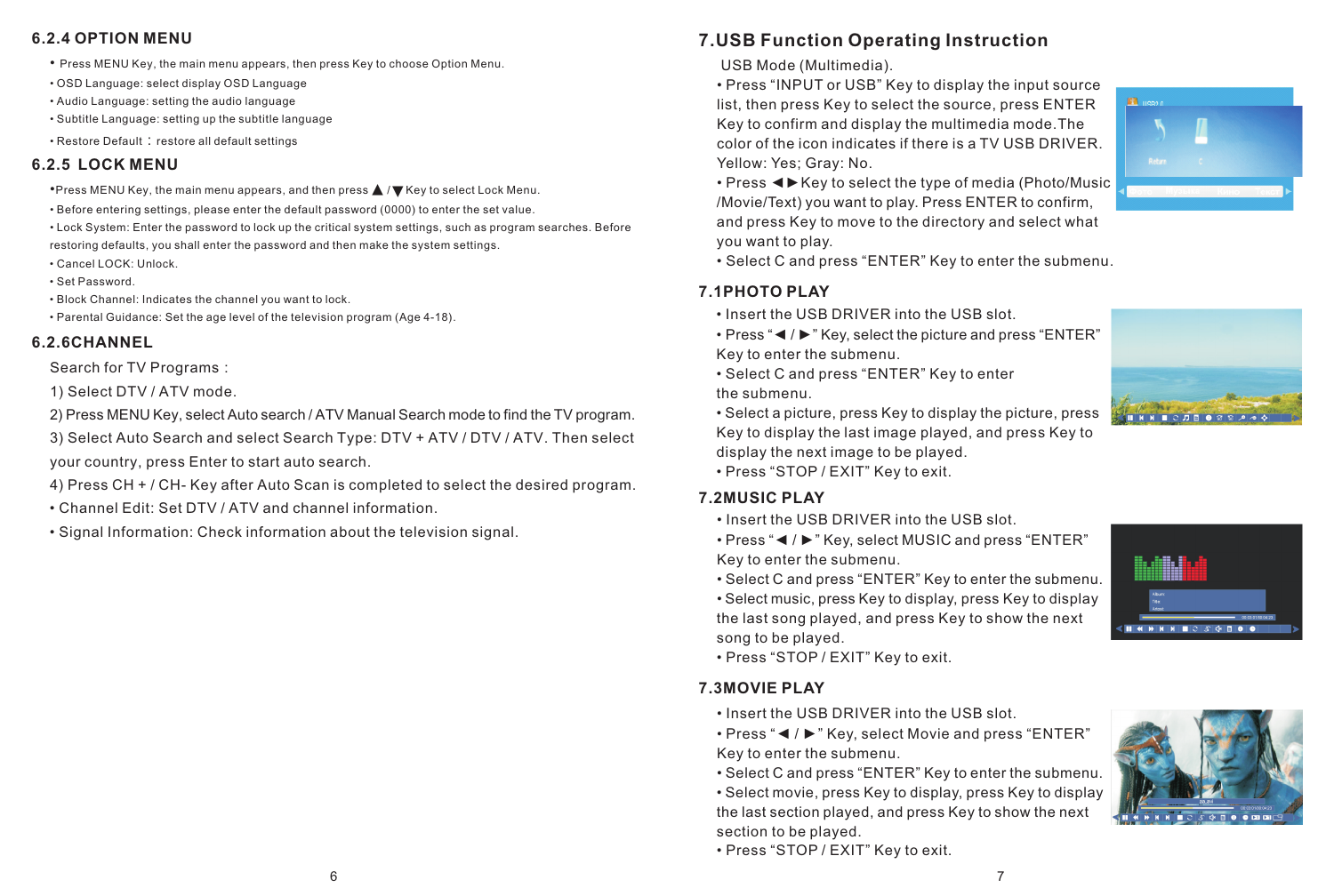## 6.2.4 OPTION MENU

- Press MENU Key, the main menu appears, then press Key to choose Option Menu.
- OSD Language: select display OSD Language
- Audio Language: setting the audio language
- Subtitle Language: setting up the subtitle language
- Restore Default：restore all default settings

## 6.2.5 LOCK MENU

- Press MENU Key, the main menu appears, and then press ▲ / ▼ Key to select Lock Menu.
- Before entering settings, please enter the default password (0000) to enter the set value.
- Lock System: Enter the password to lock up the critical system settings, such as program searches. Before restoring defaults, you shall enter the password and then make the system settings.
- Cancel LOCK: Unlock.
- Set Password.
- Block Channel: Indicates the channel you want to lock.
- Parental Guidance: Set the age level of the television program (Age 4-18).

## 6.2.6CHANNEL

Search for TV Programs：

1) Select DTV / ATV mode.

2) Press MENU Key, select Auto search / ATV Manual Search mode to find the TV program.

3) Select Auto Search and select Search Type: DTV + ATV / DTV / ATV. Then select your country, press Enter to start auto search.

4) Press CH + / CH- Key after Auto Scan is completed to select the desired program.

- Channel Edit: Set DTV / ATV and channel information.
- Signal Information: Check information about the television signal.

## 7.USB Function Operating Instruction

USB Mode (Multimedia).

- Press “INPUT or USB” Key to display the input source list, then press Key to select the source, press ENTER Key to confirm and display the multimedia mode.The color of the icon indicates if there is a TV USB DRIVER. Yellow: Yes; Gray: No.
- Press ◄► Key to select the type of media (Photo/Music /Movie/Text) you want to play. Press ENTER to confirm, and press Key to move to the directory and select what you want to play.
- Select C and press “ENTER” Key to enter the submenu.

## 7.1PHOTO PLAY

- Insert the USB DRIVER into the USB slot.
- Press “◄ / ►” Key, select the picture and press “ENTER” Key to enter the submenu.
- Select C and press “ENTER” Key to enter the submenu.
- Select a picture, press Key to display the picture, press Key to display the last image played, and press Key to display the next image to be played.
- Press “STOP / EXIT” Key to exit.

## 7.2MUSIC PLAY

- Insert the USB DRIVER into the USB slot.
- Press “◄ / ►” Key, select MUSIC and press “ENTER” Key to enter the submenu.
- Select C and press “ENTER” Key to enter the submenu.
- Select music, press Key to display, press Key to display the last song played, and press Key to show the next song to be played.
- Press “STOP / EXIT” Key to exit.

## 7.3MOVIE PLAY

- Insert the USB DRIVER into the USB slot.
- Press “◄ / ►” Key, select Movie and press “ENTER” Key to enter the submenu.
- Select C and press “ENTER” Key to enter the submenu.
- Select movie, press Key to display, press Key to display the last section played, and press Key to show the next section to be played.
- Press “STOP / EXIT” Key to exit.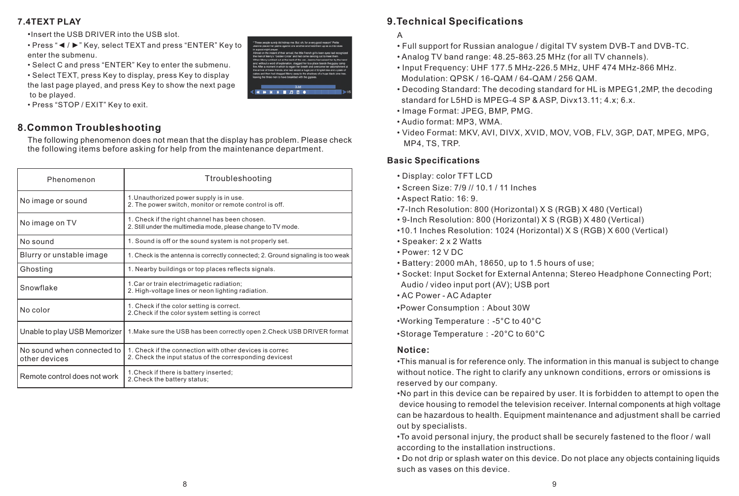## 7.4TEXT PLAY

- Insert the USB DRIVER into the USB slot.
- Press "◄ / ►" Key, select TEXT and press "ENTER" Key to enter the submenu.
- Select C and press "ENTER" Key to enter the submenu.
- Select TEXT, press Key to display, press Key to display the last page played, and press Key to show the next page to be played.
- Press "STOP / EXIT" Key to exit.

## 8.Common Troubleshooting

The following phenomenon does not mean that the display has problem. Please check the following items before asking for help from the maintenance department.

| Phenomenon | Ttroubleshooting |
|---|---|
| No image or sound | 1.Unauthorized power supply is in use.<br>2. The power switch, monitor or remote control is off. |
| No image on TV | 1. Check if the right channel has been chosen.<br>2. Still under the multimedia mode, please change to TV mode. |
| No sound | 1. Sound is off or the sound system is not properly set. |
| Blurry or unstable image | 1. Check is the antenna is correctly connected; 2. Ground signaling is too weak |
| Ghosting | 1. Nearby buildings or top places reflects signals. |
| Snowflake | 1.Car or train electrimagetic radiation;<br>2. High-voltage lines or neon lighting radiation. |
| No color | 1. Check if the color setting is correct.<br>2.Check if the color system setting is correct |
| Unable to play USB Memorizer | 1.Make sure the USB has been correctly open 2.Check USB DRIVER format |
| No sound when connected to other devices | 1. Check if the connection with other devices is correc<br>2. Check the input status of the corresponding devicest |
| Remote control does not work | 1.Check if there is battery inserted;<br>2.Check the battery status; |

## 9.Technical Specifications

A

- Full support for Russian analogue / digital TV system DVB-T and DVB-TC.
- Analog TV band range: 48.25-863.25 MHz (for all TV channels).
- Input Frequency: UHF 177.5 MHz-226.5 MHz, UHF 474 MHz-866 MHz. Modulation: QPSK / 16-QAM / 64-QAM / 256 QAM.
- Decoding Standard: The decoding standard for HL is MPEG1,2MP, the decoding standard for L5HD is MPEG-4 SP & ASP, Divx13.11; 4.x; 6.x.
- Image Format: JPEG, BMP, PMG.
- Audio format: MP3, WMA.
- Video Format: MKV, AVI, DIVX, XVID, MOV, VOB, FLV, 3GP, DAT, MPEG, MPG, MP4, TS, TRP.

### Basic Specifications

- Display: color TFT LCD
- Screen Size: 7/9 // 10.1 / 11 Inches
- Aspect Ratio: 16: 9.
- 7-Inch Resolution: 800 (Horizontal) X S (RGB) X 480 (Vertical)
- 9-Inch Resolution: 800 (Horizontal) X S (RGB) X 480 (Vertical)
- 10.1 Inches Resolution: 1024 (Horizontal) X S (RGB) X 600 (Vertical)
- Speaker: 2 x 2 Watts
- Power: 12 V DC
- Battery: 2000 mAh, 18650, up to 1.5 hours of use;
- Socket: Input Socket for External Antenna; Stereo Headphone Connecting Port; Audio / video input port (AV); USB port
- AC Power - AC Adapter
- Power Consumption：About 30W
- Working Temperature：-5°C to 40°C
- Storage Temperature：-20°C to 60°C

**Notice:**

- This manual is for reference only. The information in this manual is subject to change without notice. The right to clarify any unknown conditions, errors or omissions is reserved by our company.
- No part in this device can be repaired by user. It is forbidden to attempt to open the device housing to remodel the television receiver. Internal components at high voltage can be hazardous to health. Equipment maintenance and adjustment shall be carried out by specialists.
- To avoid personal injury, the product shall be securely fastened to the floor / wall according to the installation instructions.
- Do not drip or splash water on this device. Do not place any objects containing liquids such as vases on this device.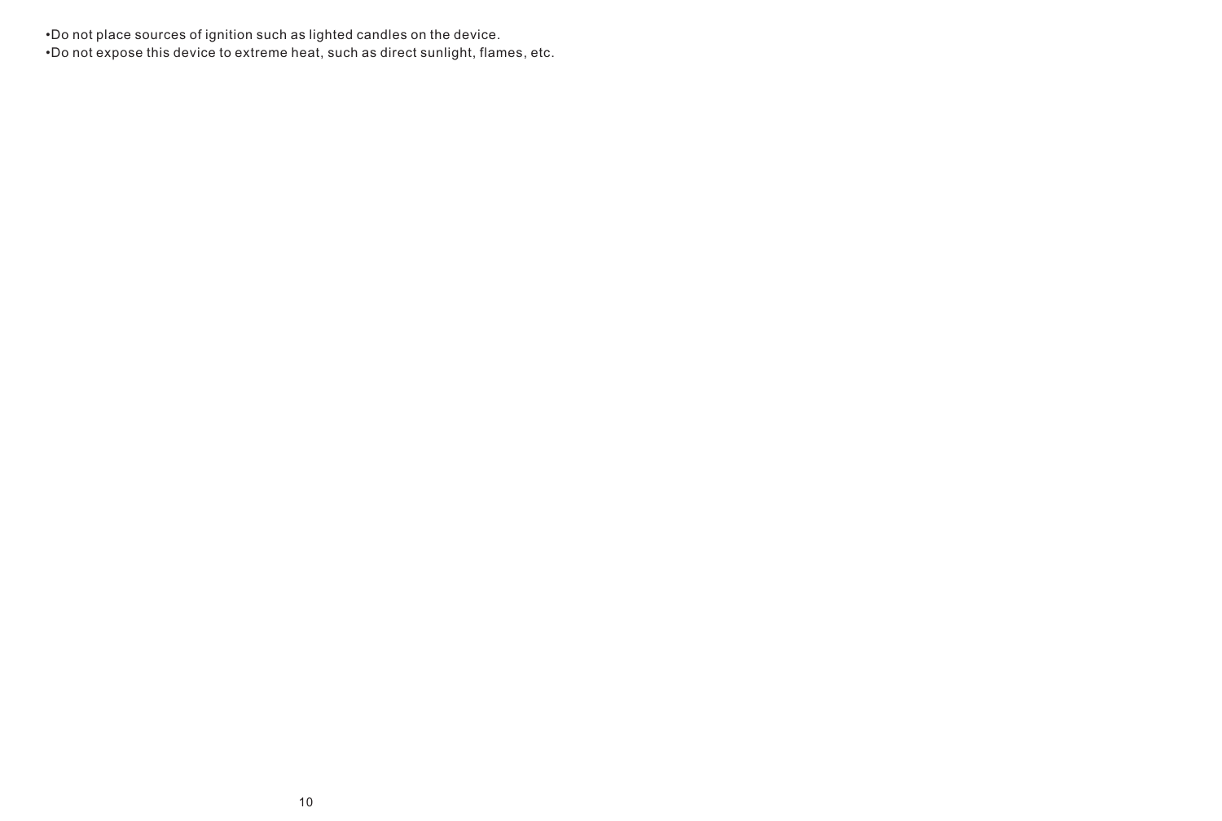- Do not place sources of ignition such as lighted candles on the device.
- Do not expose this device to extreme heat, such as direct sunlight, flames, etc.